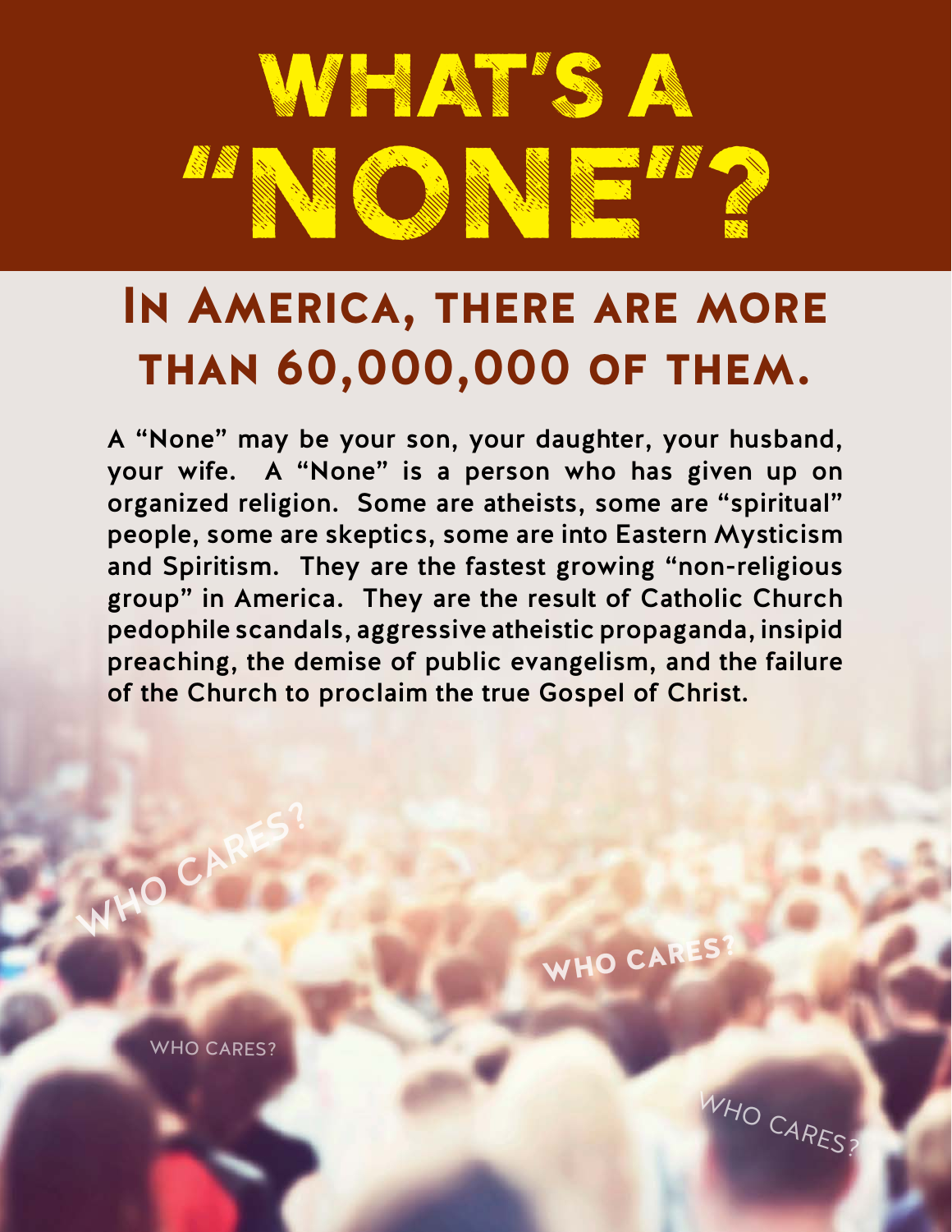# WHAT'S A "NONE"?

## In America, there are more than 60,000,000 of them.

**A "None" may be your son, your daughter, your husband, your wife. A "None" is a person who has given up on organized religion. Some are atheists, some are "spiritual" people, some are skeptics, some are into Eastern Mysticism and Spiritism. They are the fastest growing "non-religious group" in America. They are the result of Catholic Church pedophile scandals, aggressive atheistic propaganda, insipid preaching, the demise of public evangelism, and the failure of the Church to proclaim the true Gospel of Christ.**

WHO CARES?

WHO CARES?

WHO CARES?

WHO CARES?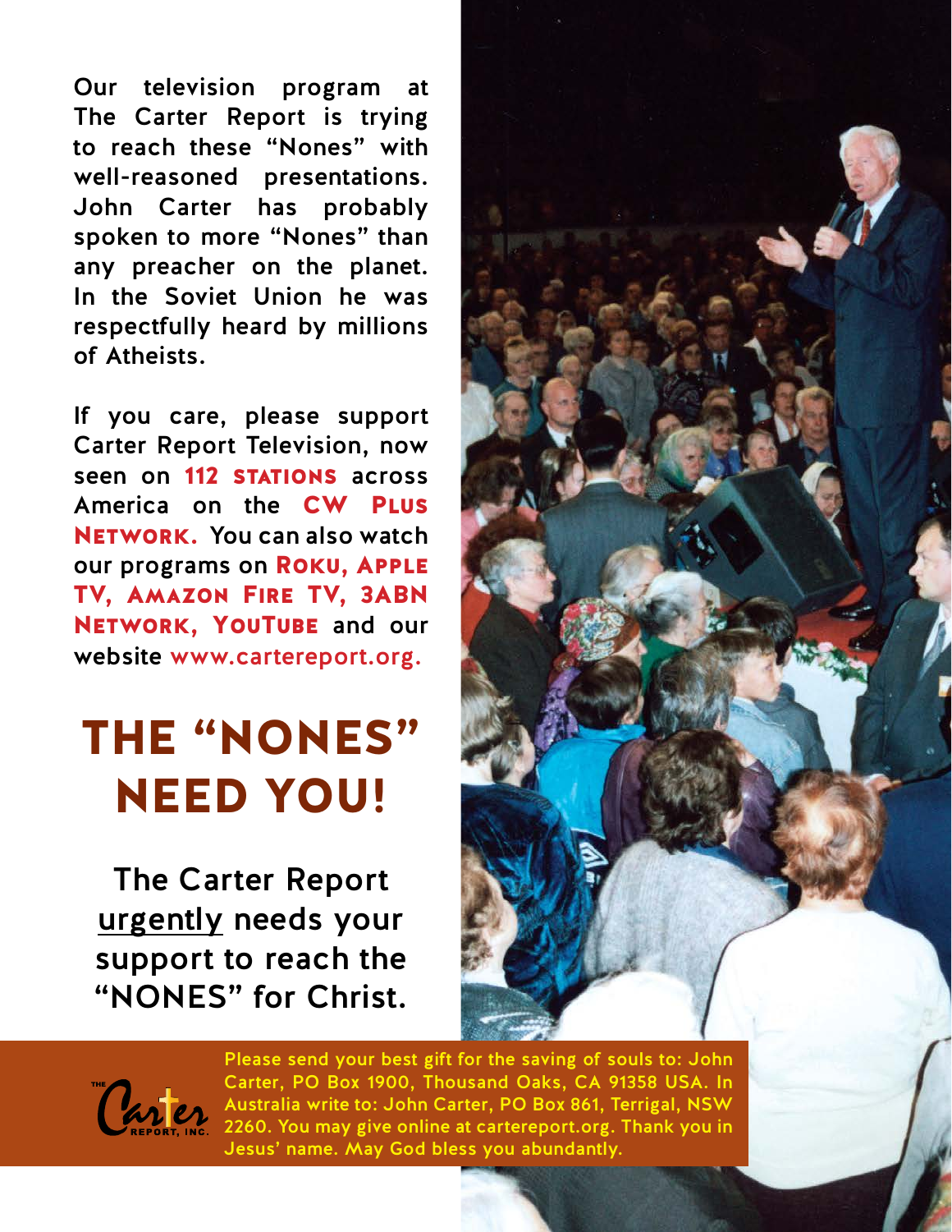Our television program at The Carter Report is trying to reach these "Nones" with well-reasoned presentations. John Carter has probably spoken to more "Nones" than any preacher on the planet. In the Soviet Union he was respectfully heard by millions of Atheists.

If you care, please support Carter Report Television, now seen on **112 STATIONS** across America on the **CW PLUS NETWORK.** You can also watch our programs on **ROKU, APPLE TV, AMAZON FIRE TV, 3ABN NETWORK, YOUTUBE** and our website www.cartereport.org.

# THE "NONES" NEED YOU!

**The Carter Report <u>urgently</u> needs your support to reach the "NONES" for Christ.**

THE Carter REPORT, INC.

**Please send your best gift for the saving of souls to: John Carter, PO Box 1900, Thousand Oaks, CA 91358 USA. In Australia write to: John Carter, PO Box 861, Terrigal, NSW 2260. You may give online at cartereport.org. Thank you in Jesus' name. May God bless you abundantly.**